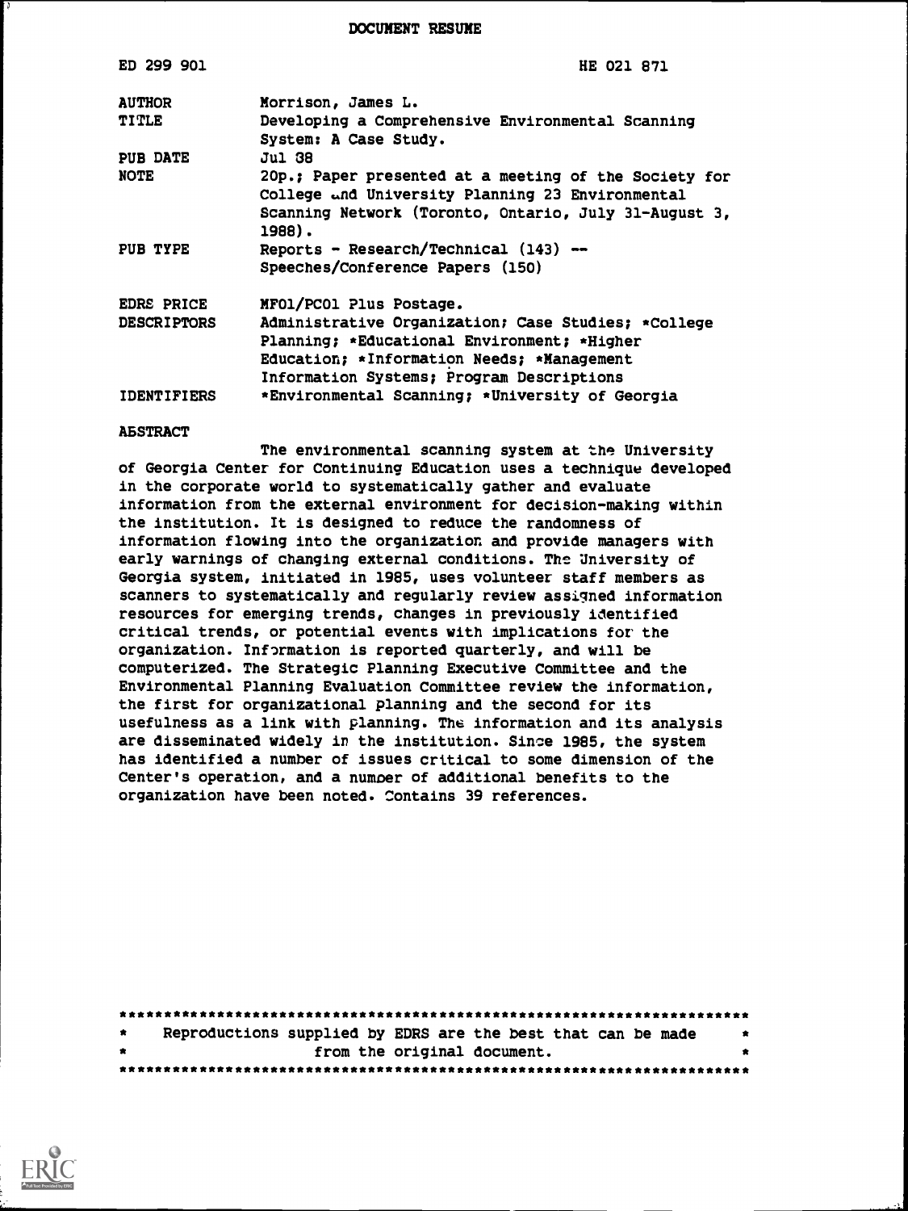DOCUMENT RESUME

| ED 299 901 | HE 021 871 |
|---|---|
| AUTHOR | Morrison, James L. |
| TITLE | Developing a Comprehensive Environmental Scanning System: A Case Study. |
| PUB DATE | Jul 88 |
| NOTE | 20p.; Paper presented at a meeting of the Society for College and University Planning 23 Environmental Scanning Network (Toronto, Ontario, July 31-August 3, 1988). |
| PUB TYPE | Reports - Research/Technical (143) -- Speeches/Conference Papers (150) |
| EDRS PRICE | MF01/PC01 Plus Postage. |
| DESCRIPTORS | Administrative Organization; Case Studies; *College Planning; *Educational Environment; *Higher Education; *Information Needs; *Management Information Systems; Program Descriptions |
| IDENTIFIERS | *Environmental Scanning; *University of Georgia |

ABSTRACT

The environmental scanning system at the University of Georgia Center for Continuing Education uses a technique developed in the corporate world to systematically gather and evaluate information from the external environment for decision-making within the institution. It is designed to reduce the randomness of information flowing into the organization and provide managers with early warnings of changing external conditions. The University of Georgia system, initiated in 1985, uses volunteer staff members as scanners to systematically and regularly review assigned information resources for emerging trends, changes in previously identified critical trends, or potential events with implications for the organization. Information is reported quarterly, and will be computerized. The Strategic Planning Executive Committee and the Environmental Planning Evaluation Committee review the information, the first for organizational planning and the second for its usefulness as a link with planning. The information and its analysis are disseminated widely in the institution. Since 1985, the system has identified a number of issues critical to some dimension of the Center's operation, and a number of additional benefits to the organization have been noted. Contains 39 references.

***********************************************************************
* Reproductions supplied by EDRS are the best that can be made *
* from the original document. *
***********************************************************************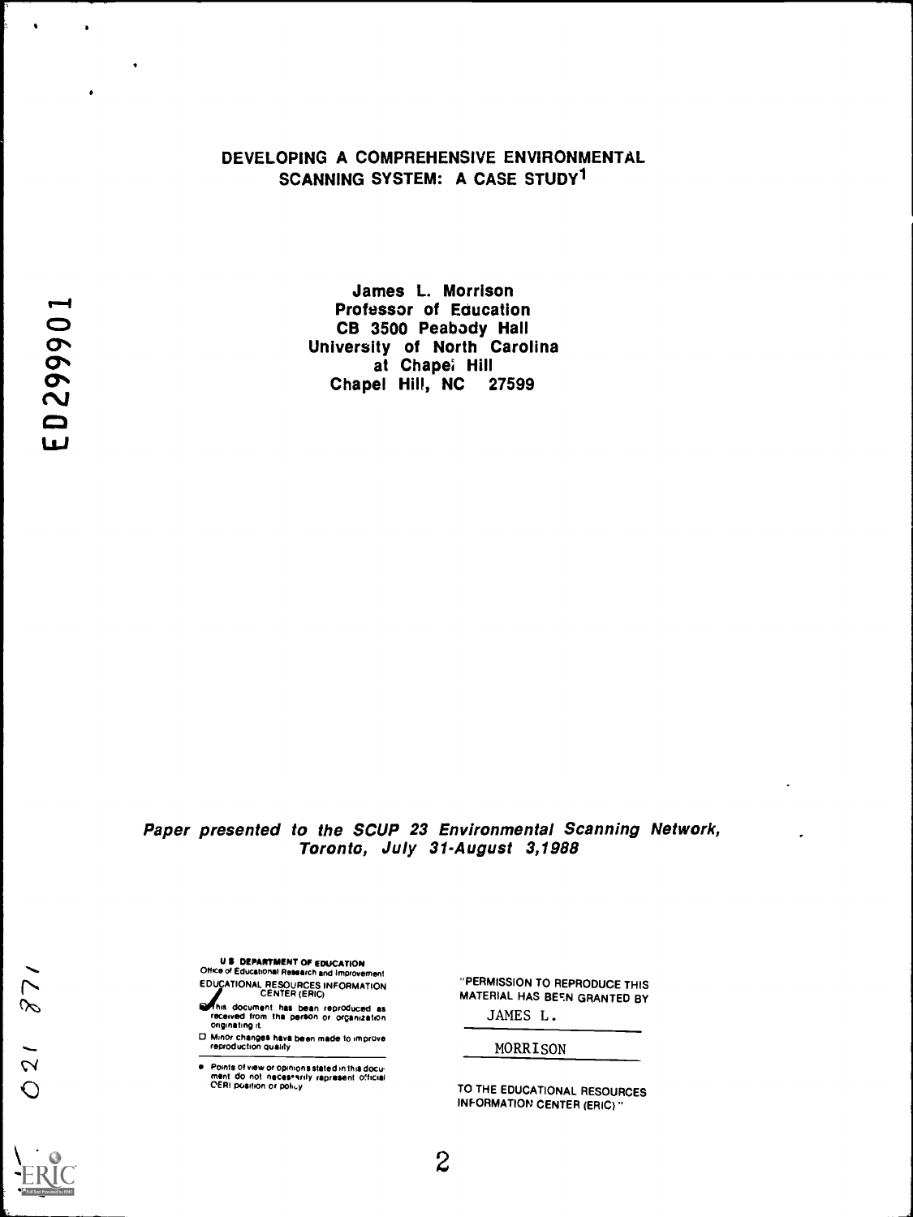# DEVELOPING A COMPREHENSIVE ENVIRONMENTAL SCANNING SYSTEM: A CASE STUDY[1]

James L. Morrison
Professor of Education
CB 3500 Peabody Hall
University of North Carolina
at Chapel Hill
Chapel Hill, NC 27599

*Paper presented to the SCUP 23 Environmental Scanning Network, Toronto, July 31-August 3,1988*

U.S. DEPARTMENT OF EDUCATION
Office of Educational Research and Improvement
EDUCATIONAL RESOURCES INFORMATION CENTER (ERIC)

- This document has been reproduced as received from the person or organization originating it.
- Minor changes have been made to improve reproduction quality
- Points of view or opinions stated in this document do not necessarily represent official OERI position or policy

"PERMISSION TO REPRODUCE THIS MATERIAL HAS BEEN GRANTED BY

JAMES L.

MORRISON

TO THE EDUCATIONAL RESOURCES INFORMATION CENTER (ERIC)."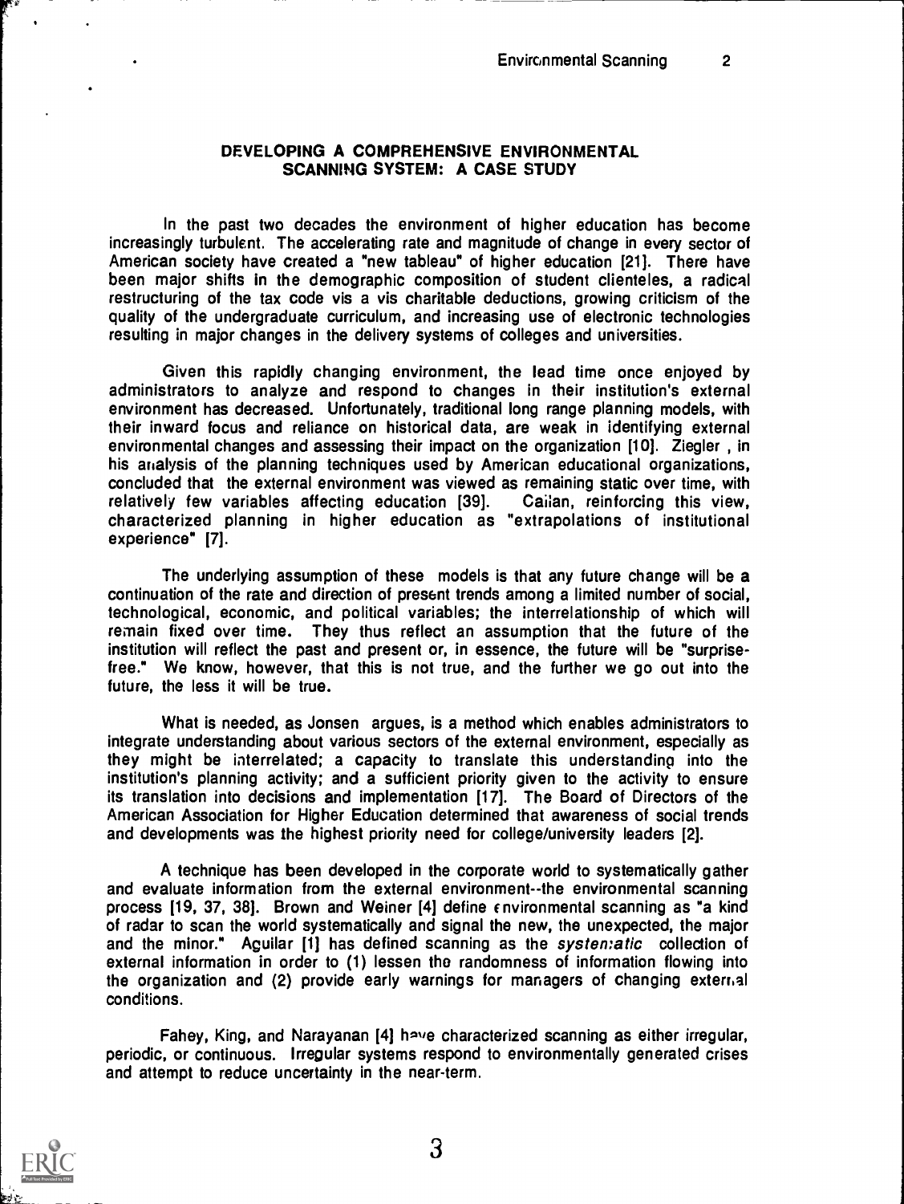## DEVELOPING A COMPREHENSIVE ENVIRONMENTAL SCANNING SYSTEM: A CASE STUDY

In the past two decades the environment of higher education has become increasingly turbulent. The accelerating rate and magnitude of change in every sector of American society have created a "new tableau" of higher education [21]. There have been major shifts in the demographic composition of student clienteles, a radical restructuring of the tax code vis a vis charitable deductions, growing criticism of the quality of the undergraduate curriculum, and increasing use of electronic technologies resulting in major changes in the delivery systems of colleges and universities.

Given this rapidly changing environment, the lead time once enjoyed by administrators to analyze and respond to changes in their institution's external environment has decreased. Unfortunately, traditional long range planning models, with their inward focus and reliance on historical data, are weak in identifying external environmental changes and assessing their impact on the organization [10]. Ziegler , in his analysis of the planning techniques used by American educational organizations, concluded that the external environment was viewed as remaining static over time, with relatively few variables affecting education [39]. Callan, reinforcing this view, characterized planning in higher education as "extrapolations of institutional experience" [7].

The underlying assumption of these models is that any future change will be a continuation of the rate and direction of present trends among a limited number of social, technological, economic, and political variables; the interrelationship of which will remain fixed over time. They thus reflect an assumption that the future of the institution will reflect the past and present or, in essence, the future will be "surprise-free." We know, however, that this is not true, and the further we go out into the future, the less it will be true.

What is needed, as Jonsen argues, is a method which enables administrators to integrate understanding about various sectors of the external environment, especially as they might be interrelated; a capacity to translate this understanding into the institution's planning activity; and a sufficient priority given to the activity to ensure its translation into decisions and implementation [17]. The Board of Directors of the American Association for Higher Education determined that awareness of social trends and developments was the highest priority need for college/university leaders [2].

A technique has been developed in the corporate world to systematically gather and evaluate information from the external environment--the environmental scanning process [19, 37, 38]. Brown and Weiner [4] define environmental scanning as "a kind of radar to scan the world systematically and signal the new, the unexpected, the major and the minor." Aguilar [1] has defined scanning as the *systematic* collection of external information in order to (1) lessen the randomness of information flowing into the organization and (2) provide early warnings for managers of changing external conditions.

Fahey, King, and Narayanan [4] have characterized scanning as either irregular, periodic, or continuous. Irregular systems respond to environmentally generated crises and attempt to reduce uncertainty in the near-term.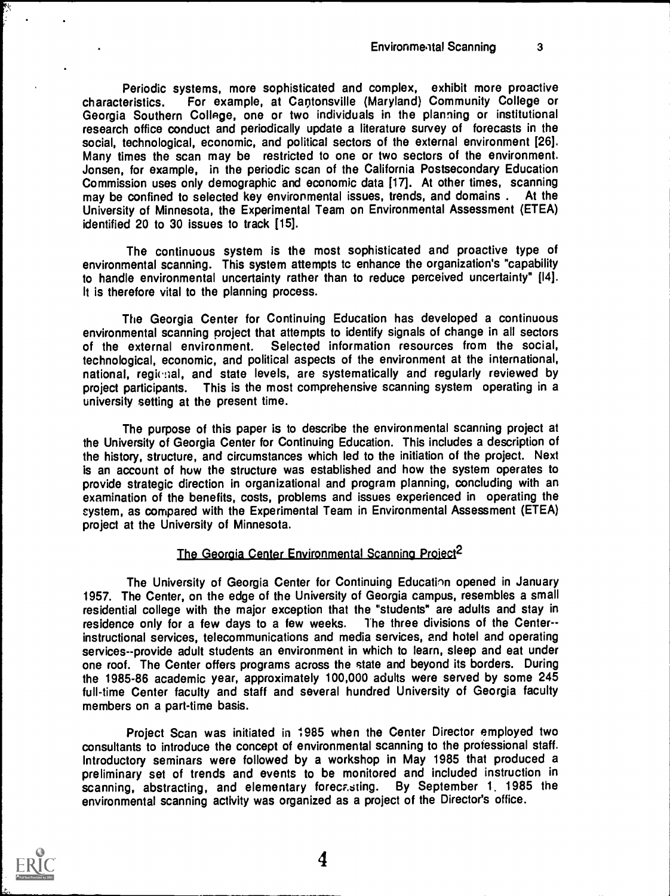Periodic systems, more sophisticated and complex, exhibit more proactive characteristics. For example, at Catonsville (Maryland) Community College or Georgia Southern College, one or two individuals in the planning or institutional research office conduct and periodically update a literature survey of forecasts in the social, technological, economic, and political sectors of the external environment [26]. Many times the scan may be restricted to one or two sectors of the environment. Jonsen, for example, in the periodic scan of the California Postsecondary Education Commission uses only demographic and economic data [17]. At other times, scanning may be confined to selected key environmental issues, trends, and domains . At the University of Minnesota, the Experimental Team on Environmental Assessment (ETEA) identified 20 to 30 issues to track [15].

The continuous system is the most sophisticated and proactive type of environmental scanning. This system attempts to enhance the organization's "capability to handle environmental uncertainty rather than to reduce perceived uncertainty" [14]. It is therefore vital to the planning process.

The Georgia Center for Continuing Education has developed a continuous environmental scanning project that attempts to identify signals of change in all sectors of the external environment. Selected information resources from the social, technological, economic, and political aspects of the environment at the international, national, regional, and state levels, are systematically and regularly reviewed by project participants. This is the most comprehensive scanning system operating in a university setting at the present time.

The purpose of this paper is to describe the environmental scanning project at the University of Georgia Center for Continuing Education. This includes a description of the history, structure, and circumstances which led to the initiation of the project. Next is an account of how the structure was established and how the system operates to provide strategic direction in organizational and program planning, concluding with an examination of the benefits, costs, problems and issues experienced in operating the system, as compared with the Experimental Team in Environmental Assessment (ETEA) project at the University of Minnesota.

## The Georgia Center Environmental Scanning Project[2]

The University of Georgia Center for Continuing Education opened in January 1957. The Center, on the edge of the University of Georgia campus, resembles a small residential college with the major exception that the "students" are adults and stay in residence only for a few days to a few weeks. The three divisions of the Center--instructional services, telecommunications and media services, and hotel and operating services--provide adult students an environment in which to learn, sleep and eat under one roof. The Center offers programs across the state and beyond its borders. During the 1985-86 academic year, approximately 100,000 adults were served by some 245 full-time Center faculty and staff and several hundred University of Georgia faculty members on a part-time basis.

Project Scan was initiated in 1985 when the Center Director employed two consultants to introduce the concept of environmental scanning to the professional staff. Introductory seminars were followed by a workshop in May 1985 that produced a preliminary set of trends and events to be monitored and included instruction in scanning, abstracting, and elementary forecasting. By September 1, 1985 the environmental scanning activity was organized as a project of the Director's office.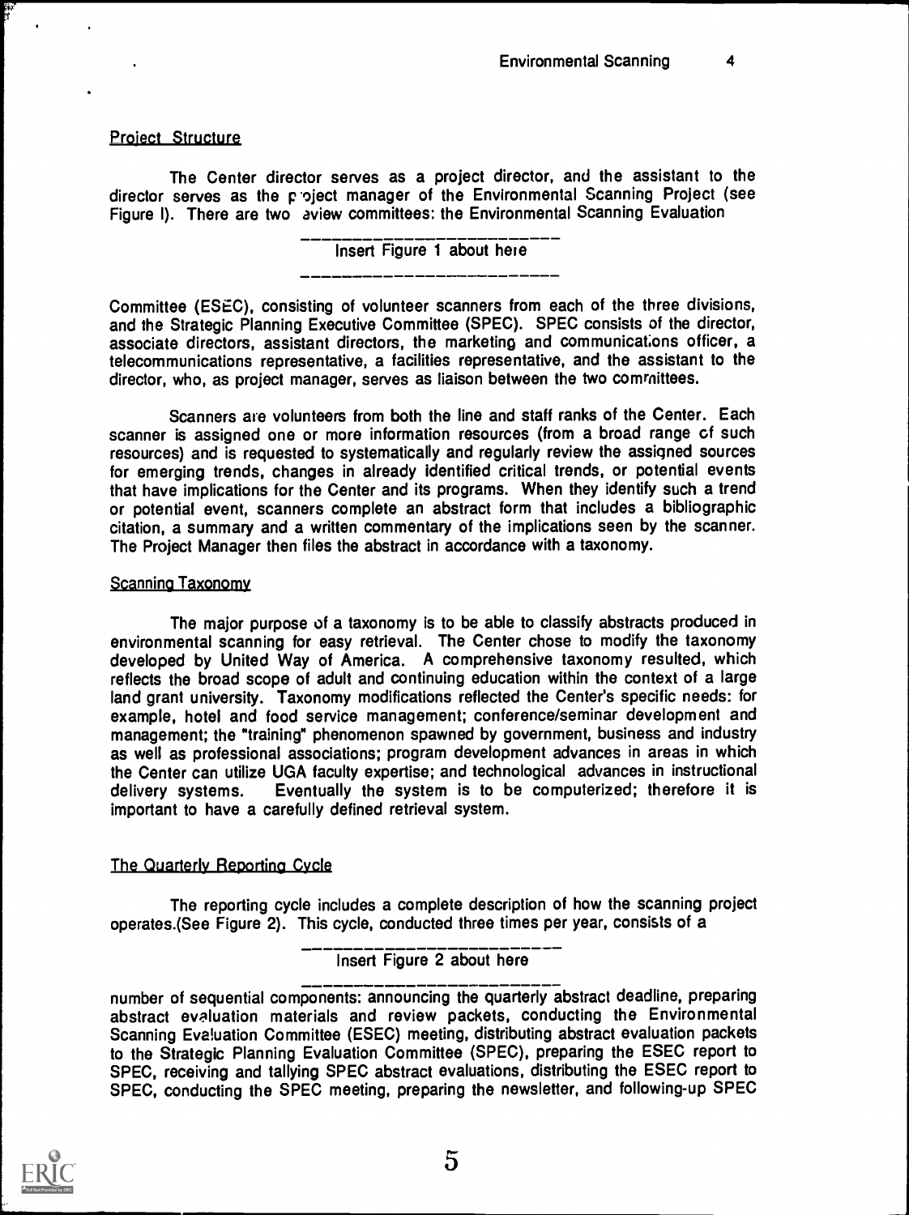## Project Structure

The Center director serves as a project director, and the assistant to the director serves as the project manager of the Environmental Scanning Project (see Figure l). There are two review committees: the Environmental Scanning Evaluation

Insert Figure 1 about here

Committee (ESEC), consisting of volunteer scanners from each of the three divisions, and the Strategic Planning Executive Committee (SPEC). SPEC consists of the director, associate directors, assistant directors, the marketing and communications officer, a telecommunications representative, a facilities representative, and the assistant to the director, who, as project manager, serves as liaison between the two committees.

Scanners are volunteers from both the line and staff ranks of the Center. Each scanner is assigned one or more information resources (from a broad range of such resources) and is requested to systematically and regularly review the assigned sources for emerging trends, changes in already identified critical trends, or potential events that have implications for the Center and its programs. When they identify such a trend or potential event, scanners complete an abstract form that includes a bibliographic citation, a summary and a written commentary of the implications seen by the scanner. The Project Manager then files the abstract in accordance with a taxonomy.

## Scanning Taxonomy

The major purpose of a taxonomy is to be able to classify abstracts produced in environmental scanning for easy retrieval. The Center chose to modify the taxonomy developed by United Way of America. A comprehensive taxonomy resulted, which reflects the broad scope of adult and continuing education within the context of a large land grant university. Taxonomy modifications reflected the Center's specific needs: for example, hotel and food service management; conference/seminar development and management; the "training" phenomenon spawned by government, business and industry as well as professional associations; program development advances in areas in which the Center can utilize UGA faculty expertise; and technological advances in instructional delivery systems. Eventually the system is to be computerized; therefore it is important to have a carefully defined retrieval system.

## The Quarterly Reporting Cycle

The reporting cycle includes a complete description of how the scanning project operates.(See Figure 2). This cycle, conducted three times per year, consists of a

Insert Figure 2 about here

number of sequential components: announcing the quarterly abstract deadline, preparing abstract evaluation materials and review packets, conducting the Environmental Scanning Evaluation Committee (ESEC) meeting, distributing abstract evaluation packets to the Strategic Planning Evaluation Committee (SPEC), preparing the ESEC report to SPEC, receiving and tallying SPEC abstract evaluations, distributing the ESEC report to SPEC, conducting the SPEC meeting, preparing the newsletter, and following-up SPEC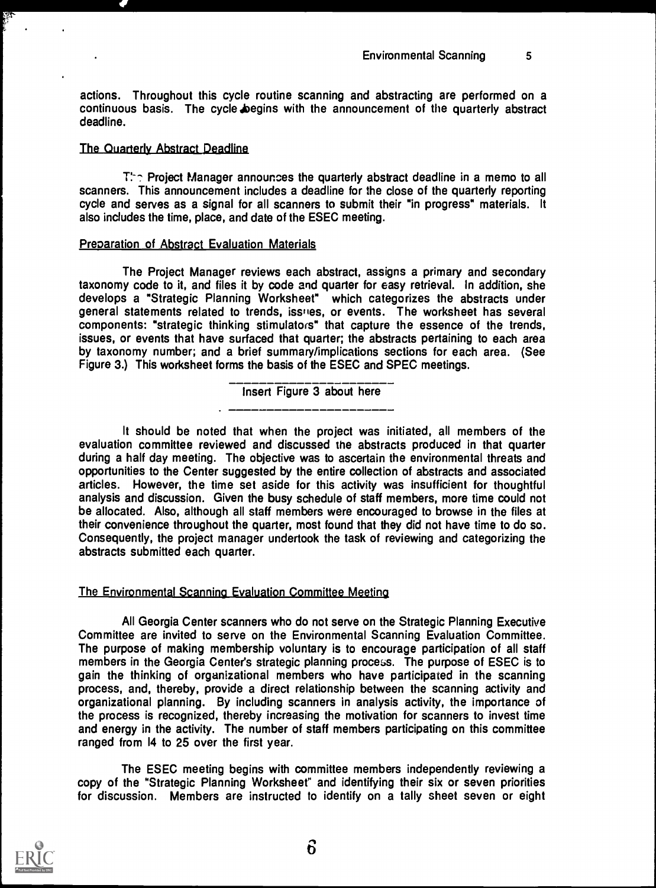actions. Throughout this cycle routine scanning and abstracting are performed on a continuous basis. The cycle begins with the announcement of the quarterly abstract deadline.

### The Quarterly Abstract Deadline

The Project Manager announces the quarterly abstract deadline in a memo to all scanners. This announcement includes a deadline for the close of the quarterly reporting cycle and serves as a signal for all scanners to submit their "in progress" materials. It also includes the time, place, and date of the ESEC meeting.

### Preparation of Abstract Evaluation Materials

The Project Manager reviews each abstract, assigns a primary and secondary taxonomy code to it, and files it by code and quarter for easy retrieval. In addition, she develops a "Strategic Planning Worksheet" which categorizes the abstracts under general statements related to trends, issues, or events. The worksheet has several components: "strategic thinking stimulators" that capture the essence of the trends, issues, or events that have surfaced that quarter; the abstracts pertaining to each area by taxonomy number; and a brief summary/implications sections for each area. (See Figure 3.) This worksheet forms the basis of the ESEC and SPEC meetings.

Insert Figure 3 about here

It should be noted that when the project was initiated, all members of the evaluation committee reviewed and discussed the abstracts produced in that quarter during a half day meeting. The objective was to ascertain the environmental threats and opportunities to the Center suggested by the entire collection of abstracts and associated articles. However, the time set aside for this activity was insufficient for thoughtful analysis and discussion. Given the busy schedule of staff members, more time could not be allocated. Also, although all staff members were encouraged to browse in the files at their convenience throughout the quarter, most found that they did not have time to do so. Consequently, the project manager undertook the task of reviewing and categorizing the abstracts submitted each quarter.

### The Environmental Scanning Evaluation Committee Meeting

All Georgia Center scanners who do not serve on the Strategic Planning Executive Committee are invited to serve on the Environmental Scanning Evaluation Committee. The purpose of making membership voluntary is to encourage participation of all staff members in the Georgia Center's strategic planning process. The purpose of ESEC is to gain the thinking of organizational members who have participated in the scanning process, and, thereby, provide a direct relationship between the scanning activity and organizational planning. By including scanners in analysis activity, the importance of the process is recognized, thereby increasing the motivation for scanners to invest time and energy in the activity. The number of staff members participating on this committee ranged from 14 to 25 over the first year.

The ESEC meeting begins with committee members independently reviewing a copy of the "Strategic Planning Worksheet" and identifying their six or seven priorities for discussion. Members are instructed to identify on a tally sheet seven or eight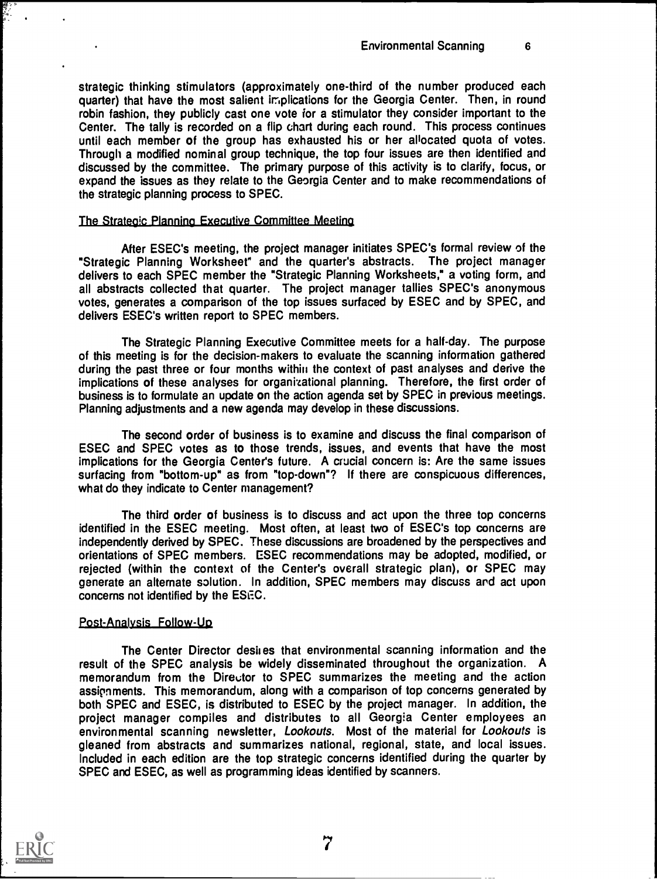strategic thinking stimulators (approximately one-third of the number produced each quarter) that have the most salient implications for the Georgia Center. Then, in round robin fashion, they publicly cast one vote for a stimulator they consider important to the Center. The tally is recorded on a flip chart during each round. This process continues until each member of the group has exhausted his or her allocated quota of votes. Through a modified nominal group technique, the top four issues are then identified and discussed by the committee. The primary purpose of this activity is to clarify, focus, or expand the issues as they relate to the Georgia Center and to make recommendations of the strategic planning process to SPEC.

### The Strategic Planning Executive Committee Meeting

After ESEC's meeting, the project manager initiates SPEC's formal review of the "Strategic Planning Worksheet" and the quarter's abstracts. The project manager delivers to each SPEC member the "Strategic Planning Worksheets," a voting form, and all abstracts collected that quarter. The project manager tallies SPEC's anonymous votes, generates a comparison of the top issues surfaced by ESEC and by SPEC, and delivers ESEC's written report to SPEC members.

The Strategic Planning Executive Committee meets for a half-day. The purpose of this meeting is for the decision-makers to evaluate the scanning information gathered during the past three or four months within the context of past analyses and derive the implications of these analyses for organizational planning. Therefore, the first order of business is to formulate an update on the action agenda set by SPEC in previous meetings. Planning adjustments and a new agenda may develop in these discussions.

The second order of business is to examine and discuss the final comparison of ESEC and SPEC votes as to those trends, issues, and events that have the most implications for the Georgia Center's future. A crucial concern is: Are the same issues surfacing from "bottom-up" as from "top-down"? If there are conspicuous differences, what do they indicate to Center management?

The third order of business is to discuss and act upon the three top concerns identified in the ESEC meeting. Most often, at least two of ESEC's top concerns are independently derived by SPEC. These discussions are broadened by the perspectives and orientations of SPEC members. ESEC recommendations may be adopted, modified, or rejected (within the context of the Center's overall strategic plan), or SPEC may generate an alternate solution. In addition, SPEC members may discuss and act upon concerns not identified by the ESEC.

### Post-Analysis Follow-Up

The Center Director desires that environmental scanning information and the result of the SPEC analysis be widely disseminated throughout the organization. A memorandum from the Director to SPEC summarizes the meeting and the action assignments. This memorandum, along with a comparison of top concerns generated by both SPEC and ESEC, is distributed to ESEC by the project manager. In addition, the project manager compiles and distributes to all Georgia Center employees an environmental scanning newsletter, *Lookouts*. Most of the material for *Lookouts* is gleaned from abstracts and summarizes national, regional, state, and local issues. Included in each edition are the top strategic concerns identified during the quarter by SPEC and ESEC, as well as programming ideas identified by scanners.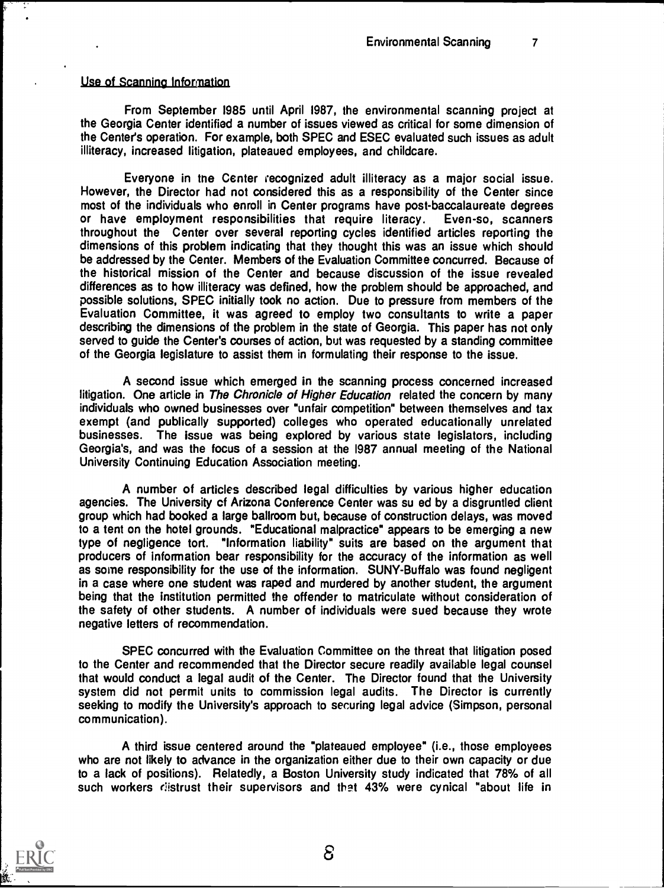Use of Scanning Information

From September 1985 until April 1987, the environmental scanning project at the Georgia Center identified a number of issues viewed as critical for some dimension of the Center's operation. For example, both SPEC and ESEC evaluated such issues as adult illiteracy, increased litigation, plateaued employees, and childcare.

Everyone in the Center recognized adult illiteracy as a major social issue. However, the Director had not considered this as a responsibility of the Center since most of the individuals who enroll in Center programs have post-baccalaureate degrees or have employment responsibilities that require literacy. Even-so, scanners throughout the Center over several reporting cycles identified articles reporting the dimensions of this problem indicating that they thought this was an issue which should be addressed by the Center. Members of the Evaluation Committee concurred. Because of the historical mission of the Center and because discussion of the issue revealed differences as to how illiteracy was defined, how the problem should be approached, and possible solutions, SPEC initially took no action. Due to pressure from members of the Evaluation Committee, it was agreed to employ two consultants to write a paper describing the dimensions of the problem in the state of Georgia. This paper has not only served to guide the Center's courses of action, but was requested by a standing committee of the Georgia legislature to assist them in formulating their response to the issue.

A second issue which emerged in the scanning process concerned increased litigation. One article in *The Chronicle of Higher Education* related the concern by many individuals who owned businesses over "unfair competition" between themselves and tax exempt (and publically supported) colleges who operated educationally unrelated businesses. The issue was being explored by various state legislators, including Georgia's, and was the focus of a session at the 1987 annual meeting of the National University Continuing Education Association meeting.

A number of articles described legal difficulties by various higher education agencies. The University of Arizona Conference Center was sued by a disgruntled client group which had booked a large ballroom but, because of construction delays, was moved to a tent on the hotel grounds. "Educational malpractice" appears to be emerging a new type of negligence tort. "Information liability" suits are based on the argument that producers of information bear responsibility for the accuracy of the information as well as some responsibility for the use of the information. SUNY-Buffalo was found negligent in a case where one student was raped and murdered by another student, the argument being that the institution permitted the offender to matriculate without consideration of the safety of other students. A number of individuals were sued because they wrote negative letters of recommendation.

SPEC concurred with the Evaluation Committee on the threat that litigation posed to the Center and recommended that the Director secure readily available legal counsel that would conduct a legal audit of the Center. The Director found that the University system did not permit units to commission legal audits. The Director is currently seeking to modify the University's approach to securing legal advice (Simpson, personal communication).

A third issue centered around the "plateaued employee" (i.e., those employees who are not likely to advance in the organization either due to their own capacity or due to a lack of positions). Relatedly, a Boston University study indicated that 78% of all such workers distrust their supervisors and that 43% were cynical "about life in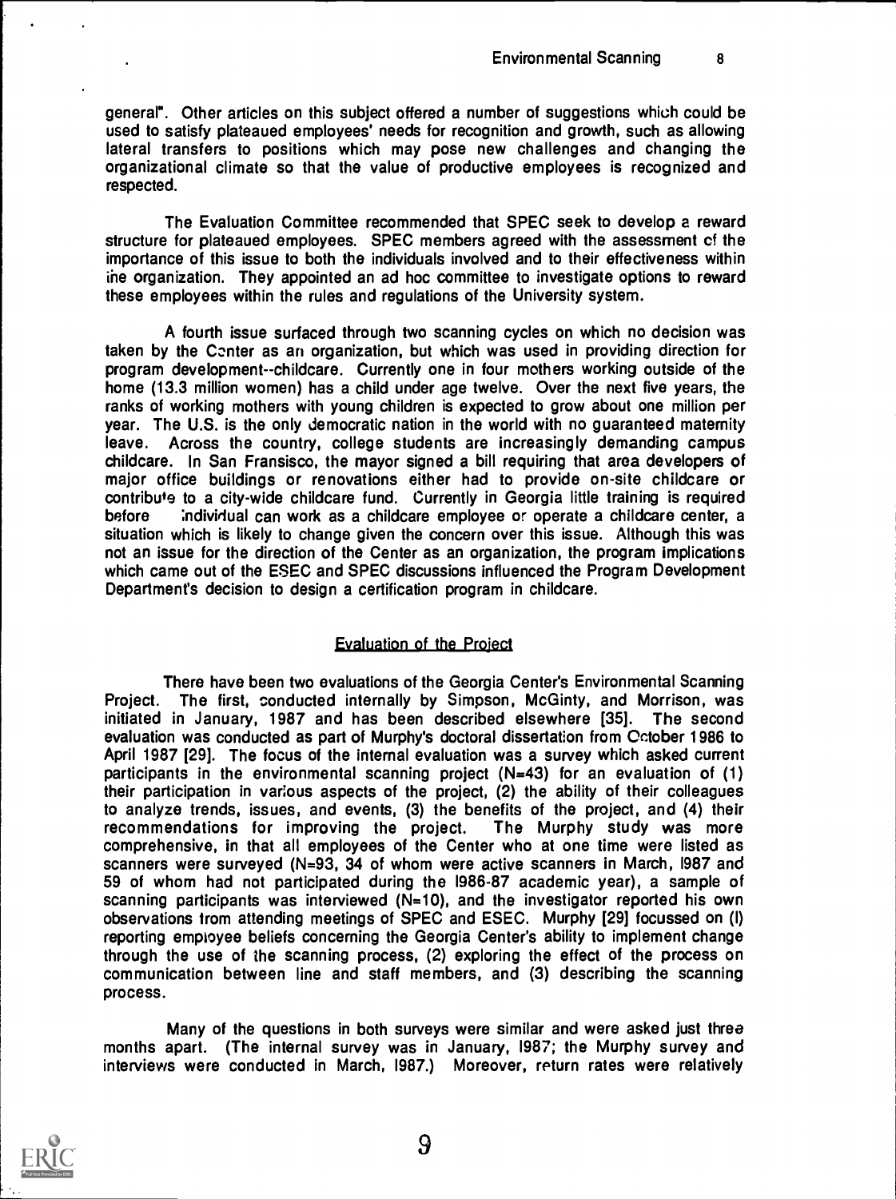general". Other articles on this subject offered a number of suggestions which could be used to satisfy plateaued employees' needs for recognition and growth, such as allowing lateral transfers to positions which may pose new challenges and changing the organizational climate so that the value of productive employees is recognized and respected.

The Evaluation Committee recommended that SPEC seek to develop a reward structure for plateaued employees. SPEC members agreed with the assessment of the importance of this issue to both the individuals involved and to their effectiveness within the organization. They appointed an ad hoc committee to investigate options to reward these employees within the rules and regulations of the University system.

A fourth issue surfaced through two scanning cycles on which no decision was taken by the Center as an organization, but which was used in providing direction for program development--childcare. Currently one in four mothers working outside of the home (13.3 million women) has a child under age twelve. Over the next five years, the ranks of working mothers with young children is expected to grow about one million per year. The U.S. is the only democratic nation in the world with no guaranteed maternity leave. Across the country, college students are increasingly demanding campus childcare. In San Fransisco, the mayor signed a bill requiring that area developers of major office buildings or renovations either had to provide on-site childcare or contribute to a city-wide childcare fund. Currently in Georgia little training is required before individual can work as a childcare employee or operate a childcare center, a situation which is likely to change given the concern over this issue. Although this was not an issue for the direction of the Center as an organization, the program implications which came out of the ESEC and SPEC discussions influenced the Program Development Department's decision to design a certification program in childcare.

## Evaluation of the Project

There have been two evaluations of the Georgia Center's Environmental Scanning Project. The first, conducted internally by Simpson, McGinty, and Morrison, was initiated in January, 1987 and has been described elsewhere [35]. The second evaluation was conducted as part of Murphy's doctoral dissertation from October 1986 to April 1987 [29]. The focus of the internal evaluation was a survey which asked current participants in the environmental scanning project (N=43) for an evaluation of (1) their participation in various aspects of the project, (2) the ability of their colleagues to analyze trends, issues, and events, (3) the benefits of the project, and (4) their recommendations for improving the project. The Murphy study was more comprehensive, in that all employees of the Center who at one time were listed as scanners were surveyed (N=93, 34 of whom were active scanners in March, 1987 and 59 of whom had not participated during the 1986-87 academic year), a sample of scanning participants was interviewed (N=10), and the investigator reported his own observations from attending meetings of SPEC and ESEC. Murphy [29] focussed on (1) reporting employee beliefs concerning the Georgia Center's ability to implement change through the use of the scanning process, (2) exploring the effect of the process on communication between line and staff members, and (3) describing the scanning process.

Many of the questions in both surveys were similar and were asked just three months apart. (The internal survey was in January, 1987; the Murphy survey and interviews were conducted in March, 1987.) Moreover, return rates were relatively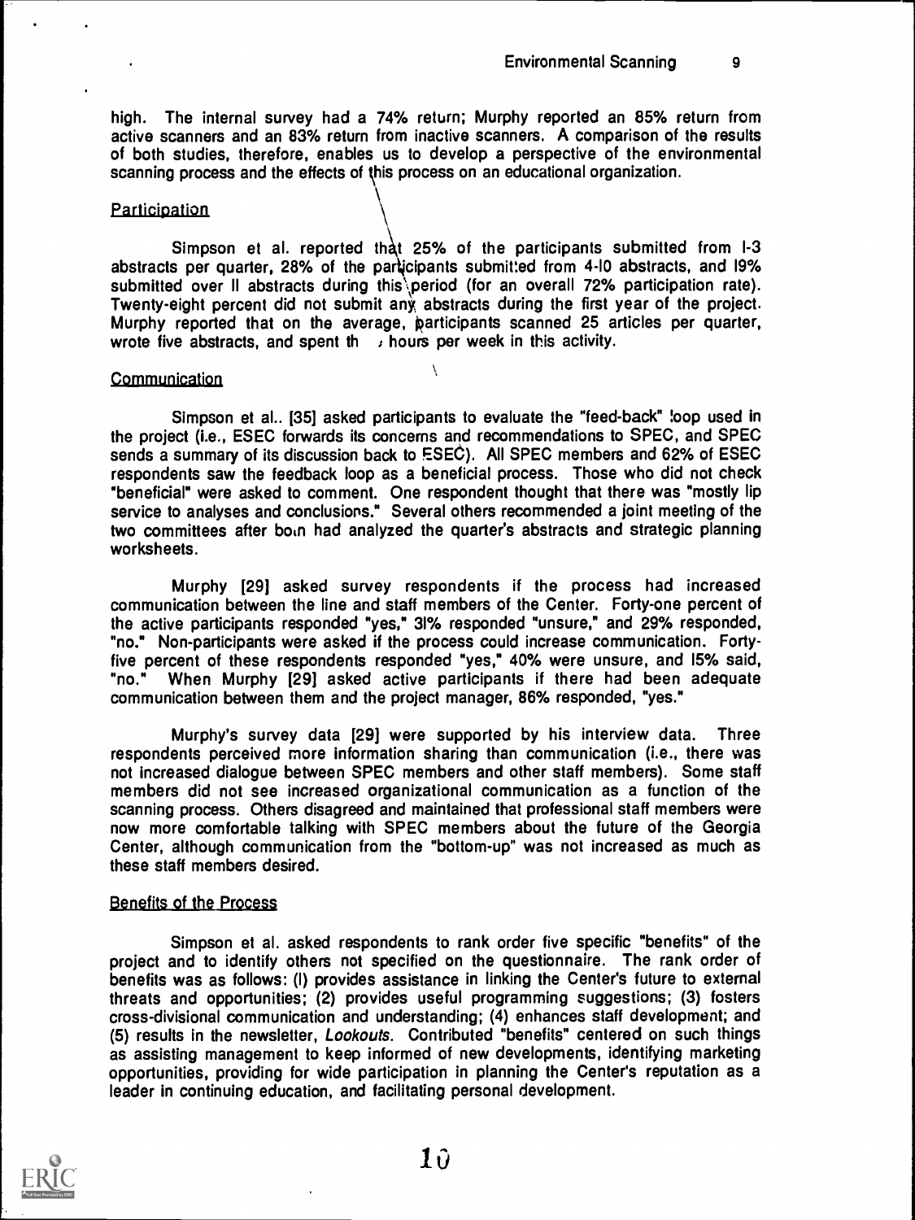high. The internal survey had a 74% return; Murphy reported an 85% return from active scanners and an 83% return from inactive scanners. A comparison of the results of both studies, therefore, enables us to develop a perspective of the environmental scanning process and the effects of this process on an educational organization.

### Participation

Simpson et al. reported that 25% of the participants submitted from 1-3 abstracts per quarter, 28% of the participants submitted from 4-10 abstracts, and 19% submitted over 11 abstracts during this period (for an overall 72% participation rate). Twenty-eight percent did not submit any abstracts during the first year of the project. Murphy reported that on the average, participants scanned 25 articles per quarter, wrote five abstracts, and spent th , hours per week in this activity.

### Communication

Simpson et al.. [35] asked participants to evaluate the "feed-back" loop used in the project (i.e., ESEC forwards its concerns and recommendations to SPEC, and SPEC sends a summary of its discussion back to ESEC). All SPEC members and 62% of ESEC respondents saw the feedback loop as a beneficial process. Those who did not check "beneficial" were asked to comment. One respondent thought that there was "mostly lip service to analyses and conclusions." Several others recommended a joint meeting of the two committees after both had analyzed the quarter's abstracts and strategic planning worksheets.

Murphy [29] asked survey respondents if the process had increased communication between the line and staff members of the Center. Forty-one percent of the active participants responded "yes," 31% responded "unsure," and 29% responded, "no." Non-participants were asked if the process could increase communication. Forty-five percent of these respondents responded "yes," 40% were unsure, and 15% said, "no." When Murphy [29] asked active participants if there had been adequate communication between them and the project manager, 86% responded, "yes."

Murphy's survey data [29] were supported by his interview data. Three respondents perceived more information sharing than communication (i.e., there was not increased dialogue between SPEC members and other staff members). Some staff members did not see increased organizational communication as a function of the scanning process. Others disagreed and maintained that professional staff members were now more comfortable talking with SPEC members about the future of the Georgia Center, although communication from the "bottom-up" was not increased as much as these staff members desired.

### Benefits of the Process

Simpson et al. asked respondents to rank order five specific "benefits" of the project and to identify others not specified on the questionnaire. The rank order of benefits was as follows: (1) provides assistance in linking the Center's future to external threats and opportunities; (2) provides useful programming suggestions; (3) fosters cross-divisional communication and understanding; (4) enhances staff development; and (5) results in the newsletter, *Lookouts*. Contributed "benefits" centered on such things as assisting management to keep informed of new developments, identifying marketing opportunities, providing for wide participation in planning the Center's reputation as a leader in continuing education, and facilitating personal development.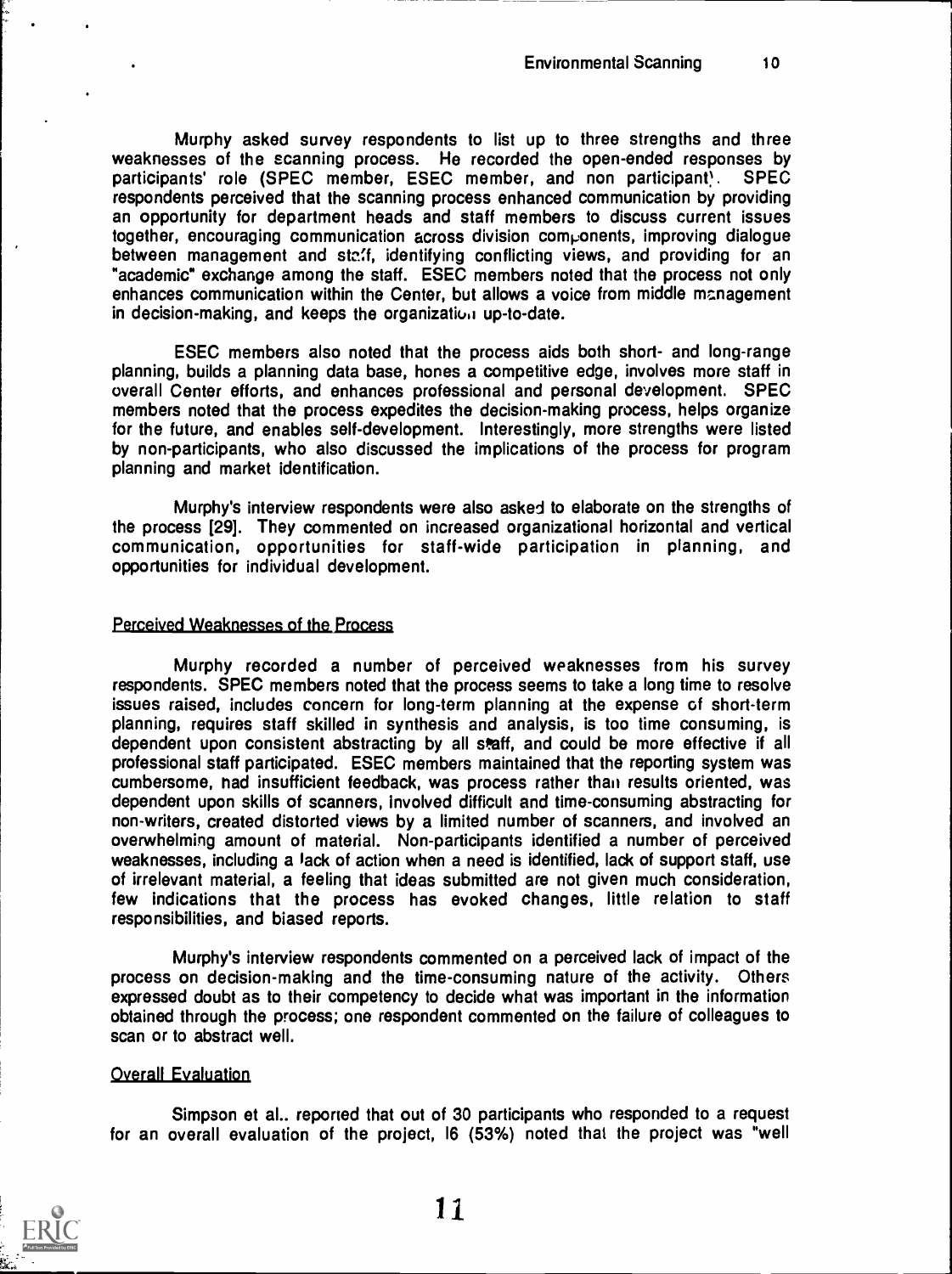Murphy asked survey respondents to list up to three strengths and three weaknesses of the scanning process. He recorded the open-ended responses by participants' role (SPEC member, ESEC member, and non participant). SPEC respondents perceived that the scanning process enhanced communication by providing an opportunity for department heads and staff members to discuss current issues together, encouraging communication across division components, improving dialogue between management and staff, identifying conflicting views, and providing for an "academic" exchange among the staff. ESEC members noted that the process not only enhances communication within the Center, but allows a voice from middle management in decision-making, and keeps the organization up-to-date.

ESEC members also noted that the process aids both short- and long-range planning, builds a planning data base, hones a competitive edge, involves more staff in overall Center efforts, and enhances professional and personal development. SPEC members noted that the process expedites the decision-making process, helps organize for the future, and enables self-development. Interestingly, more strengths were listed by non-participants, who also discussed the implications of the process for program planning and market identification.

Murphy's interview respondents were also asked to elaborate on the strengths of the process [29]. They commented on increased organizational horizontal and vertical communication, opportunities for staff-wide participation in planning, and opportunities for individual development.

## Perceived Weaknesses of the Process

Murphy recorded a number of perceived weaknesses from his survey respondents. SPEC members noted that the process seems to take a long time to resolve issues raised, includes concern for long-term planning at the expense of short-term planning, requires staff skilled in synthesis and analysis, is too time consuming, is dependent upon consistent abstracting by all staff, and could be more effective if all professional staff participated. ESEC members maintained that the reporting system was cumbersome, had insufficient feedback, was process rather than results oriented, was dependent upon skills of scanners, involved difficult and time-consuming abstracting for non-writers, created distorted views by a limited number of scanners, and involved an overwhelming amount of material. Non-participants identified a number of perceived weaknesses, including a lack of action when a need is identified, lack of support staff, use of irrelevant material, a feeling that ideas submitted are not given much consideration, few indications that the process has evoked changes, little relation to staff responsibilities, and biased reports.

Murphy's interview respondents commented on a perceived lack of impact of the process on decision-making and the time-consuming nature of the activity. Others expressed doubt as to their competency to decide what was important in the information obtained through the process; one respondent commented on the failure of colleagues to scan or to abstract well.

## Overall Evaluation

Simpson et al.. reported that out of 30 participants who responded to a request for an overall evaluation of the project, 16 (53%) noted that the project was "well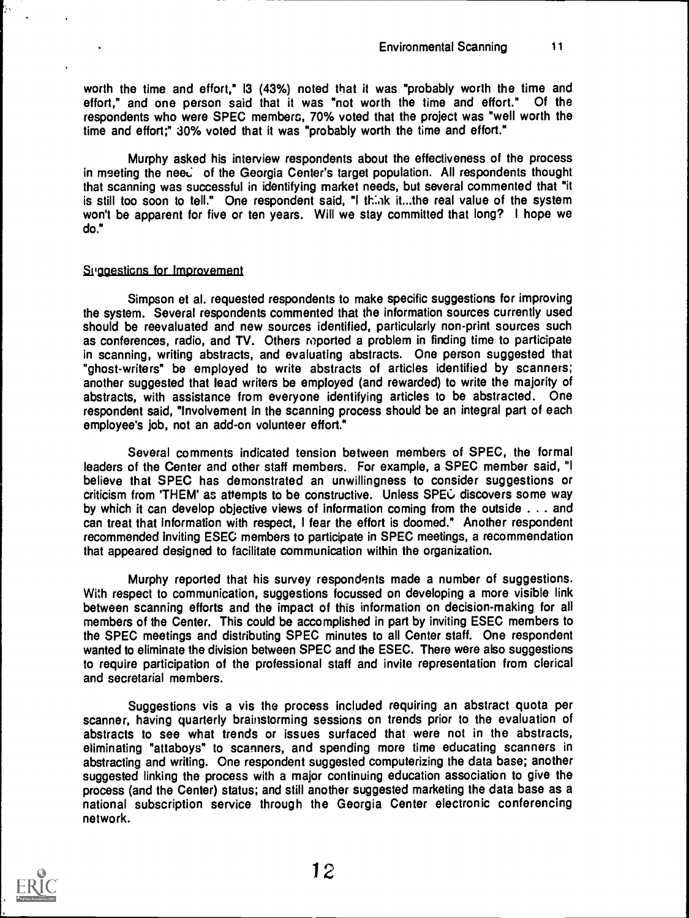worth the time and effort," 13 (43%) noted that it was "probably worth the time and effort," and one person said that it was "not worth the time and effort." Of the respondents who were SPEC members, 70% voted that the project was "well worth the time and effort;" 30% voted that it was "probably worth the time and effort."

Murphy asked his interview respondents about the effectiveness of the process in meeting the need of the Georgia Center's target population. All respondents thought that scanning was successful in identifying market needs, but several commented that "it is still too soon to tell." One respondent said, "I think it...the real value of the system won't be apparent for five or ten years. Will we stay committed that long? I hope we do."

### Suggestions for Improvement

Simpson et al. requested respondents to make specific suggestions for improving the system. Several respondents commented that the information sources currently used should be reevaluated and new sources identified, particularly non-print sources such as conferences, radio, and TV. Others reported a problem in finding time to participate in scanning, writing abstracts, and evaluating abstracts. One person suggested that "ghost-writers" be employed to write abstracts of articles identified by scanners; another suggested that lead writers be employed (and rewarded) to write the majority of abstracts, with assistance from everyone identifying articles to be abstracted. One respondent said, "Involvement in the scanning process should be an integral part of each employee's job, not an add-on volunteer effort."

Several comments indicated tension between members of SPEC, the formal leaders of the Center and other staff members. For example, a SPEC member said, "I believe that SPEC has demonstrated an unwillingness to consider suggestions or criticism from 'THEM' as attempts to be constructive. Unless SPEC discovers some way by which it can develop objective views of information coming from the outside . . . and can treat that information with respect, I fear the effort is doomed." Another respondent recommended inviting ESEC members to participate in SPEC meetings, a recommendation that appeared designed to facilitate communication within the organization.

Murphy reported that his survey respondents made a number of suggestions. With respect to communication, suggestions focussed on developing a more visible link between scanning efforts and the impact of this information on decision-making for all members of the Center. This could be accomplished in part by inviting ESEC members to the SPEC meetings and distributing SPEC minutes to all Center staff. One respondent wanted to eliminate the division between SPEC and the ESEC. There were also suggestions to require participation of the professional staff and invite representation from clerical and secretarial members.

Suggestions vis a vis the process included requiring an abstract quota per scanner, having quarterly brainstorming sessions on trends prior to the evaluation of abstracts to see what trends or issues surfaced that were not in the abstracts, eliminating "attaboys" to scanners, and spending more time educating scanners in abstracting and writing. One respondent suggested computerizing the data base; another suggested linking the process with a major continuing education association to give the process (and the Center) status; and still another suggested marketing the data base as a national subscription service through the Georgia Center electronic conferencing network.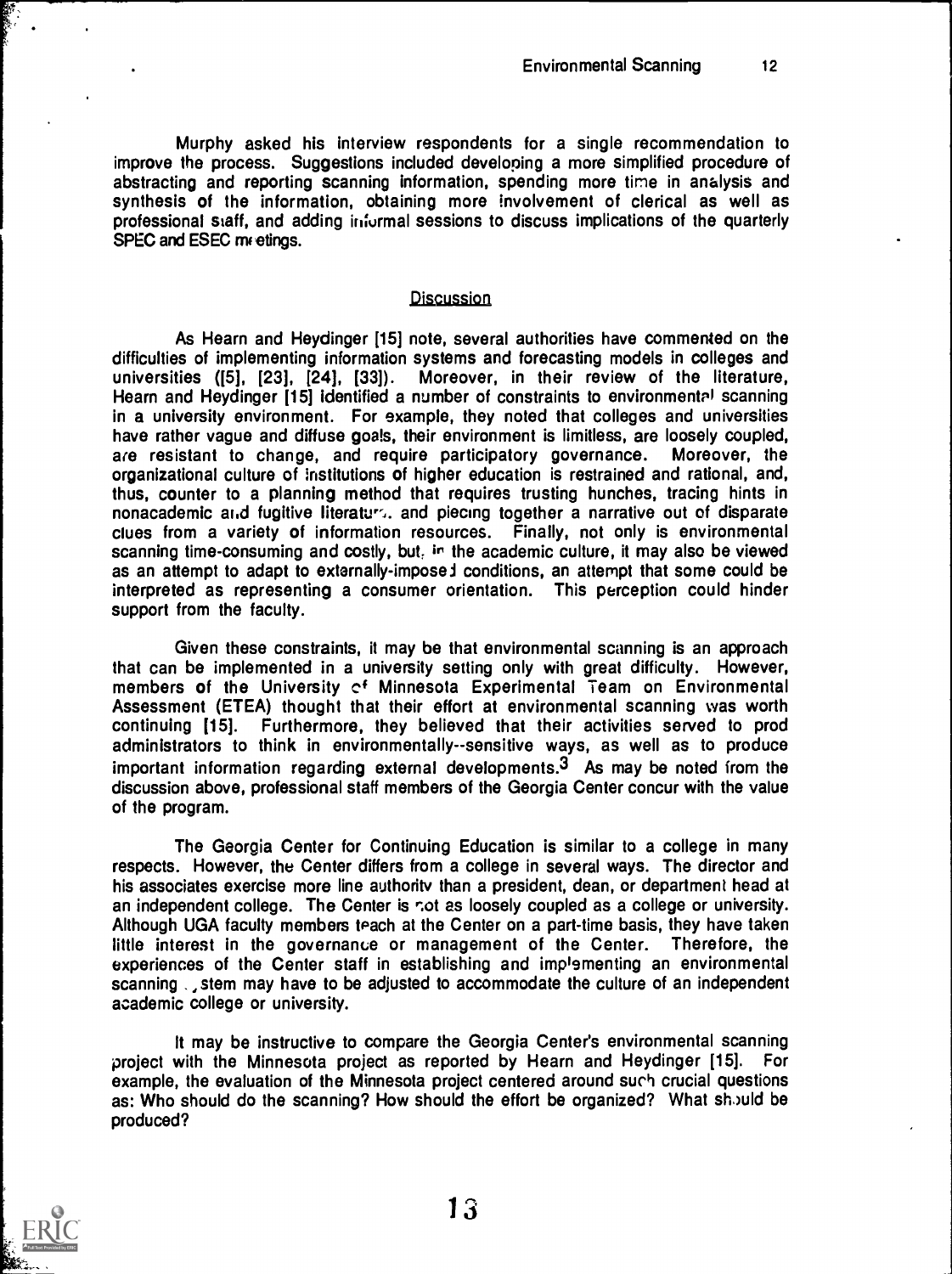Murphy asked his interview respondents for a single recommendation to improve the process. Suggestions included developing a more simplified procedure of abstracting and reporting scanning information, spending more time in analysis and synthesis of the information, obtaining more involvement of clerical as well as professional staff, and adding informal sessions to discuss implications of the quarterly SPEC and ESEC meetings.

## Discussion

As Hearn and Heydinger [15] note, several authorities have commented on the difficulties of implementing information systems and forecasting models in colleges and universities ([5], [23], [24], [33]). Moreover, in their review of the literature, Hearn and Heydinger [15] identified a number of constraints to environmental scanning in a university environment. For example, they noted that colleges and universities have rather vague and diffuse goals, their environment is limitless, are loosely coupled, are resistant to change, and require participatory governance. Moreover, the organizational culture of institutions of higher education is restrained and rational, and, thus, counter to a planning method that requires trusting hunches, tracing hints in nonacademic and fugitive literature, and piecing together a narrative out of disparate clues from a variety of information resources. Finally, not only is environmental scanning time-consuming and costly, but, in the academic culture, it may also be viewed as an attempt to adapt to externally-imposed conditions, an attempt that some could be interpreted as representing a consumer orientation. This perception could hinder support from the faculty.

Given these constraints, it may be that environmental scanning is an approach that can be implemented in a university setting only with great difficulty. However, members of the University of Minnesota Experimental Team on Environmental Assessment (ETEA) thought that their effort at environmental scanning was worth continuing [15]. Furthermore, they believed that their activities served to prod administrators to think in environmentally--sensitive ways, as well as to produce important information regarding external developments.[3] As may be noted from the discussion above, professional staff members of the Georgia Center concur with the value of the program.

The Georgia Center for Continuing Education is similar to a college in many respects. However, the Center differs from a college in several ways. The director and his associates exercise more line authority than a president, dean, or department head at an independent college. The Center is not as loosely coupled as a college or university. Although UGA faculty members teach at the Center on a part-time basis, they have taken little interest in the governance or management of the Center. Therefore, the experiences of the Center staff in establishing and implementing an environmental scanning system may have to be adjusted to accommodate the culture of an independent academic college or university.

It may be instructive to compare the Georgia Center's environmental scanning project with the Minnesota project as reported by Hearn and Heydinger [15]. For example, the evaluation of the Minnesota project centered around such crucial questions as: Who should do the scanning? How should the effort be organized? What should be produced?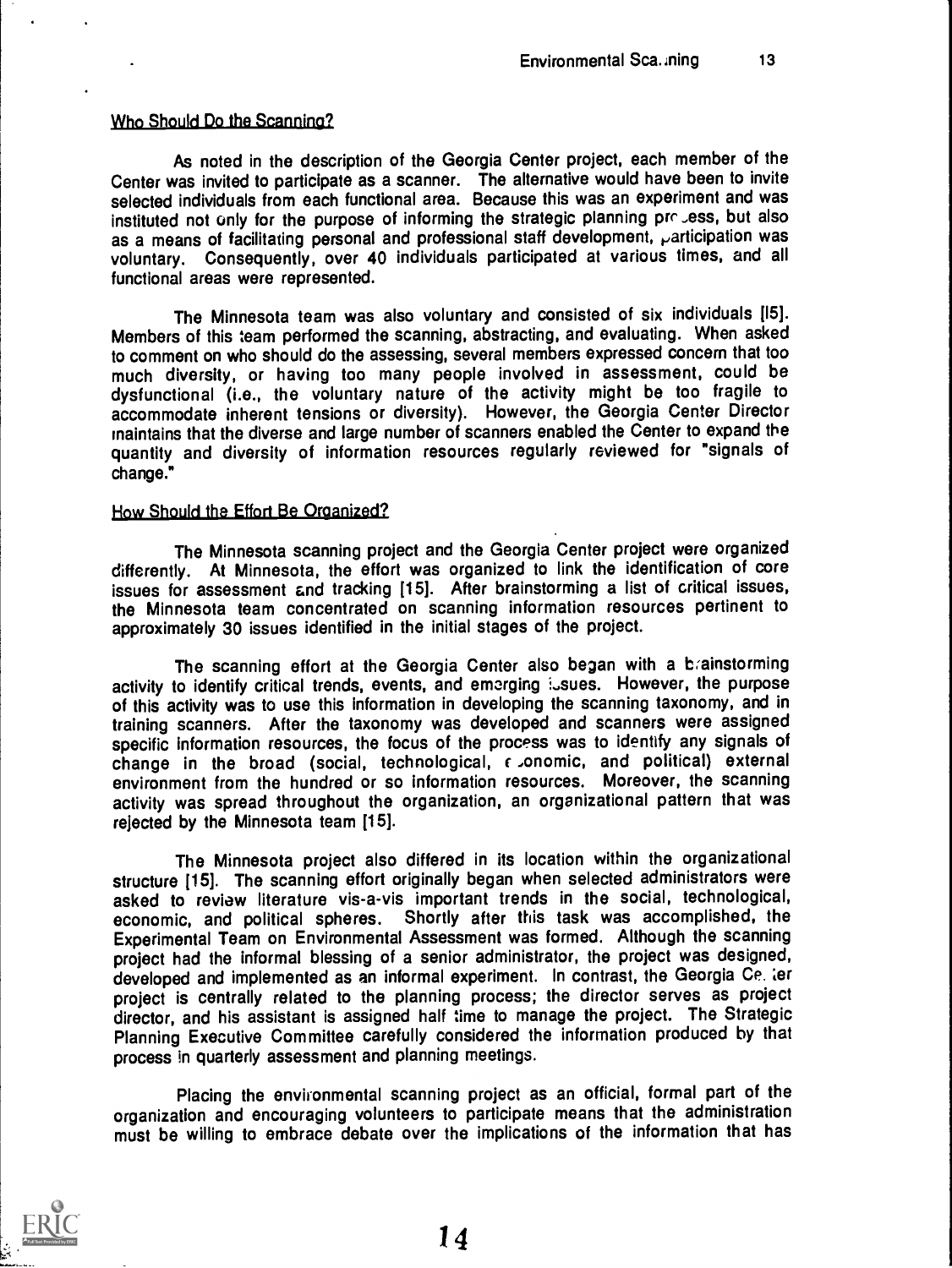Who Should Do the Scanning?

As noted in the description of the Georgia Center project, each member of the Center was invited to participate as a scanner. The alternative would have been to invite selected individuals from each functional area. Because this was an experiment and was instituted not only for the purpose of informing the strategic planning process, but also as a means of facilitating personal and professional staff development, participation was voluntary. Consequently, over 40 individuals participated at various times, and all functional areas were represented.

The Minnesota team was also voluntary and consisted of six individuals [15]. Members of this team performed the scanning, abstracting, and evaluating. When asked to comment on who should do the assessing, several members expressed concern that too much diversity, or having too many people involved in assessment, could be dysfunctional (i.e., the voluntary nature of the activity might be too fragile to accommodate inherent tensions or diversity). However, the Georgia Center Director maintains that the diverse and large number of scanners enabled the Center to expand the quantity and diversity of information resources regularly reviewed for "signals of change."

How Should the Effort Be Organized?

The Minnesota scanning project and the Georgia Center project were organized differently. At Minnesota, the effort was organized to link the identification of core issues for assessment and tracking [15]. After brainstorming a list of critical issues, the Minnesota team concentrated on scanning information resources pertinent to approximately 30 issues identified in the initial stages of the project.

The scanning effort at the Georgia Center also began with a brainstorming activity to identify critical trends, events, and emerging issues. However, the purpose of this activity was to use this information in developing the scanning taxonomy, and in training scanners. After the taxonomy was developed and scanners were assigned specific information resources, the focus of the process was to identify any signals of change in the broad (social, technological, economic, and political) external environment from the hundred or so information resources. Moreover, the scanning activity was spread throughout the organization, an organizational pattern that was rejected by the Minnesota team [15].

The Minnesota project also differed in its location within the organizational structure [15]. The scanning effort originally began when selected administrators were asked to review literature vis-a-vis important trends in the social, technological, economic, and political spheres. Shortly after this task was accomplished, the Experimental Team on Environmental Assessment was formed. Although the scanning project had the informal blessing of a senior administrator, the project was designed, developed and implemented as an informal experiment. In contrast, the Georgia Center project is centrally related to the planning process; the director serves as project director, and his assistant is assigned half time to manage the project. The Strategic Planning Executive Committee carefully considered the information produced by that process in quarterly assessment and planning meetings.

Placing the environmental scanning project as an official, formal part of the organization and encouraging volunteers to participate means that the administration must be willing to embrace debate over the implications of the information that has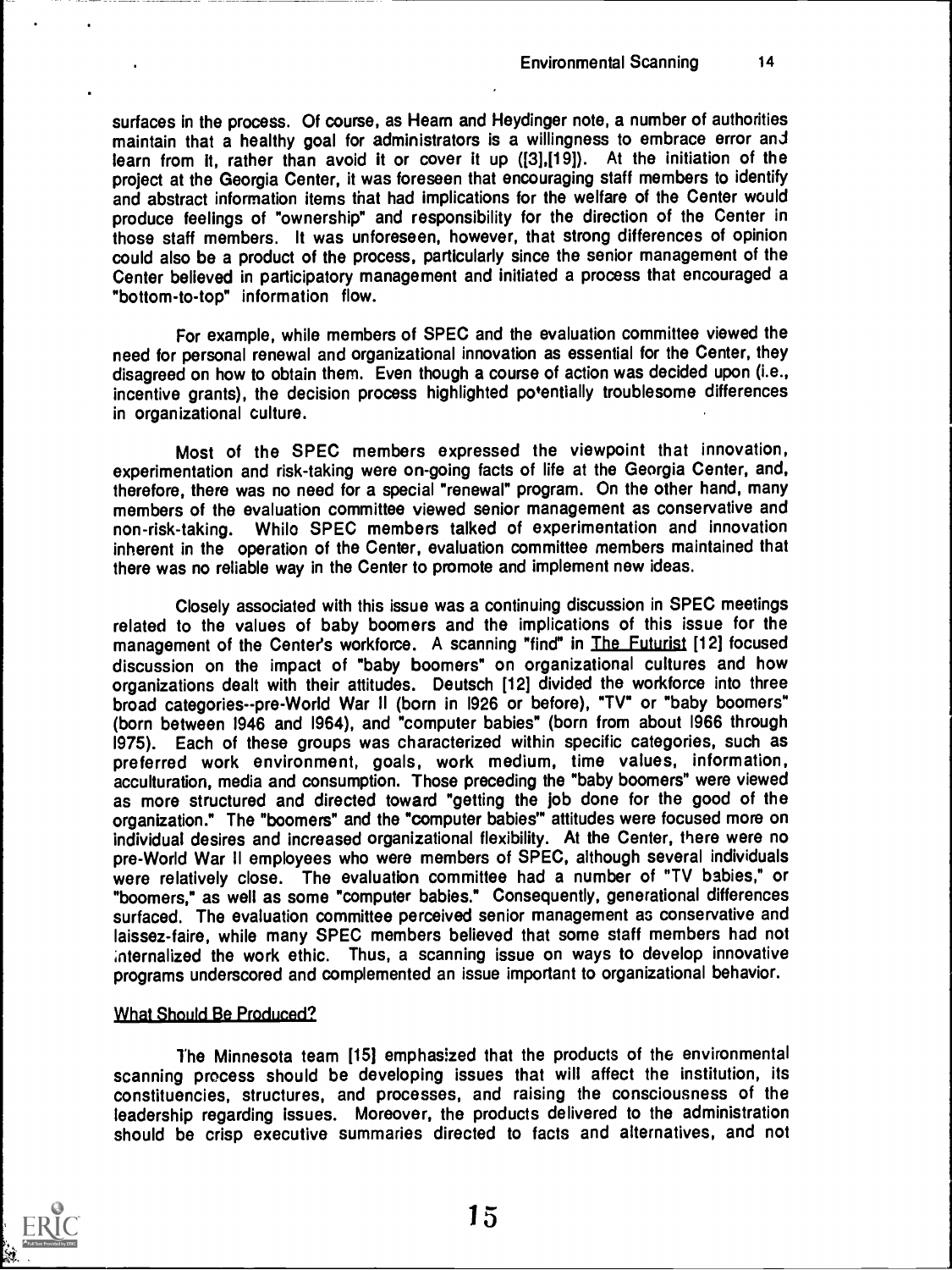surfaces in the process. Of course, as Hearn and Heydinger note, a number of authorities maintain that a healthy goal for administrators is a willingness to embrace error and learn from it, rather than avoid it or cover it up ([3],[19]). At the initiation of the project at the Georgia Center, it was foreseen that encouraging staff members to identify and abstract information items that had implications for the welfare of the Center would produce feelings of "ownership" and responsibility for the direction of the Center in those staff members. It was unforeseen, however, that strong differences of opinion could also be a product of the process, particularly since the senior management of the Center believed in participatory management and initiated a process that encouraged a "bottom-to-top" information flow.

For example, while members of SPEC and the evaluation committee viewed the need for personal renewal and organizational innovation as essential for the Center, they disagreed on how to obtain them. Even though a course of action was decided upon (i.e., incentive grants), the decision process highlighted potentially troublesome differences in organizational culture.

Most of the SPEC members expressed the viewpoint that innovation, experimentation and risk-taking were on-going facts of life at the Georgia Center, and, therefore, there was no need for a special "renewal" program. On the other hand, many members of the evaluation committee viewed senior management as conservative and non-risk-taking. While SPEC members talked of experimentation and innovation inherent in the operation of the Center, evaluation committee members maintained that there was no reliable way in the Center to promote and implement new ideas.

Closely associated with this issue was a continuing discussion in SPEC meetings related to the values of baby boomers and the implications of this issue for the management of the Center's workforce. A scanning "find" in The Futurist [12] focused discussion on the impact of "baby boomers" on organizational cultures and how organizations dealt with their attitudes. Deutsch [12] divided the workforce into three broad categories--pre-World War II (born in 1926 or before), "TV" or "baby boomers" (born between 1946 and 1964), and "computer babies" (born from about 1966 through 1975). Each of these groups was characterized within specific categories, such as preferred work environment, goals, work medium, time values, information, acculturation, media and consumption. Those preceding the "baby boomers" were viewed as more structured and directed toward "getting the job done for the good of the organization." The "boomers" and the "computer babies'" attitudes were focused more on individual desires and increased organizational flexibility. At the Center, there were no pre-World War II employees who were members of SPEC, although several individuals were relatively close. The evaluation committee had a number of "TV babies," or "boomers," as well as some "computer babies." Consequently, generational differences surfaced. The evaluation committee perceived senior management as conservative and laissez-faire, while many SPEC members believed that some staff members had not internalized the work ethic. Thus, a scanning issue on ways to develop innovative programs underscored and complemented an issue important to organizational behavior.

## What Should Be Produced?

The Minnesota team [15] emphasized that the products of the environmental scanning process should be developing issues that will affect the institution, its constituencies, structures, and processes, and raising the consciousness of the leadership regarding issues. Moreover, the products delivered to the administration should be crisp executive summaries directed to facts and alternatives, and not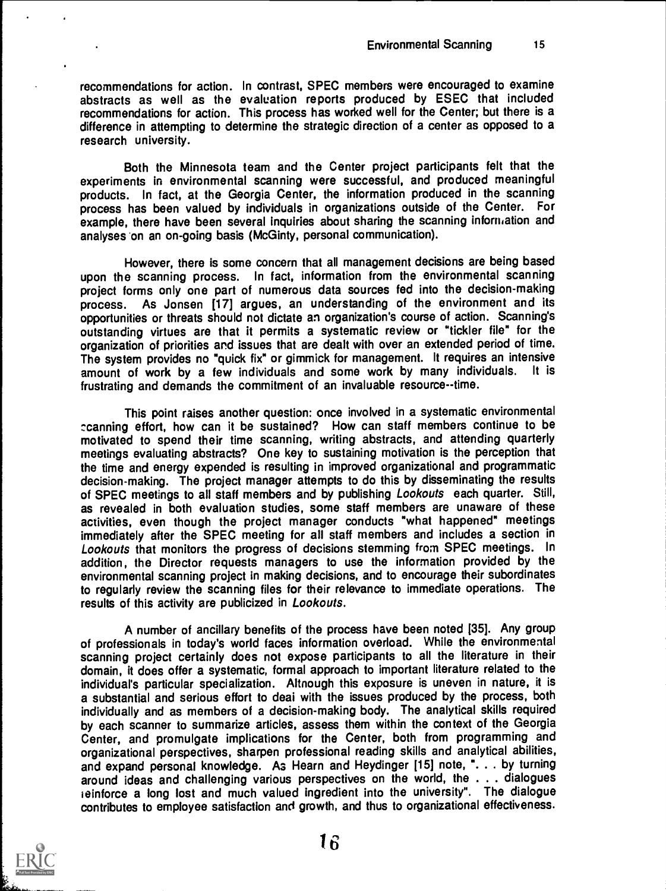recommendations for action. In contrast, SPEC members were encouraged to examine abstracts as well as the evaluation reports produced by ESEC that included recommendations for action. This process has worked well for the Center; but there is a difference in attempting to determine the strategic direction of a center as opposed to a research university.

Both the Minnesota team and the Center project participants felt that the experiments in environmental scanning were successful, and produced meaningful products. In fact, at the Georgia Center, the information produced in the scanning process has been valued by individuals in organizations outside of the Center. For example, there have been several inquiries about sharing the scanning information and analyses on an on-going basis (McGinty, personal communication).

However, there is some concern that all management decisions are being based upon the scanning process. In fact, information from the environmental scanning project forms only one part of numerous data sources fed into the decision-making process. As Jonsen [17] argues, an understanding of the environment and its opportunities or threats should not dictate an organization's course of action. Scanning's outstanding virtues are that it permits a systematic review or "tickler file" for the organization of priorities and issues that are dealt with over an extended period of time. The system provides no "quick fix" or gimmick for management. It requires an intensive amount of work by a few individuals and some work by many individuals. It is frustrating and demands the commitment of an invaluable resource--time.

This point raises another question: once involved in a systematic environmental scanning effort, how can it be sustained? How can staff members continue to be motivated to spend their time scanning, writing abstracts, and attending quarterly meetings evaluating abstracts? One key to sustaining motivation is the perception that the time and energy expended is resulting in improved organizational and programmatic decision-making. The project manager attempts to do this by disseminating the results of SPEC meetings to all staff members and by publishing *Lookouts* each quarter. Still, as revealed in both evaluation studies, some staff members are unaware of these activities, even though the project manager conducts "what happened" meetings immediately after the SPEC meeting for all staff members and includes a section in *Lookouts* that monitors the progress of decisions stemming from SPEC meetings. In addition, the Director requests managers to use the information provided by the environmental scanning project in making decisions, and to encourage their subordinates to regularly review the scanning files for their relevance to immediate operations. The results of this activity are publicized in *Lookouts*.

A number of ancillary benefits of the process have been noted [35]. Any group of professionals in today's world faces information overload. While the environmental scanning project certainly does not expose participants to all the literature in their domain, it does offer a systematic, formal approach to important literature related to the individual's particular specialization. Although this exposure is uneven in nature, it is a substantial and serious effort to deal with the issues produced by the process, both individually and as members of a decision-making body. The analytical skills required by each scanner to summarize articles, assess them within the context of the Georgia Center, and promulgate implications for the Center, both from programming and organizational perspectives, sharpen professional reading skills and analytical abilities, and expand personal knowledge. As Hearn and Heydinger [15] note, ". . . by turning around ideas and challenging various perspectives on the world, the . . . dialogues reinforce a long lost and much valued ingredient into the university". The dialogue contributes to employee satisfaction and growth, and thus to organizational effectiveness.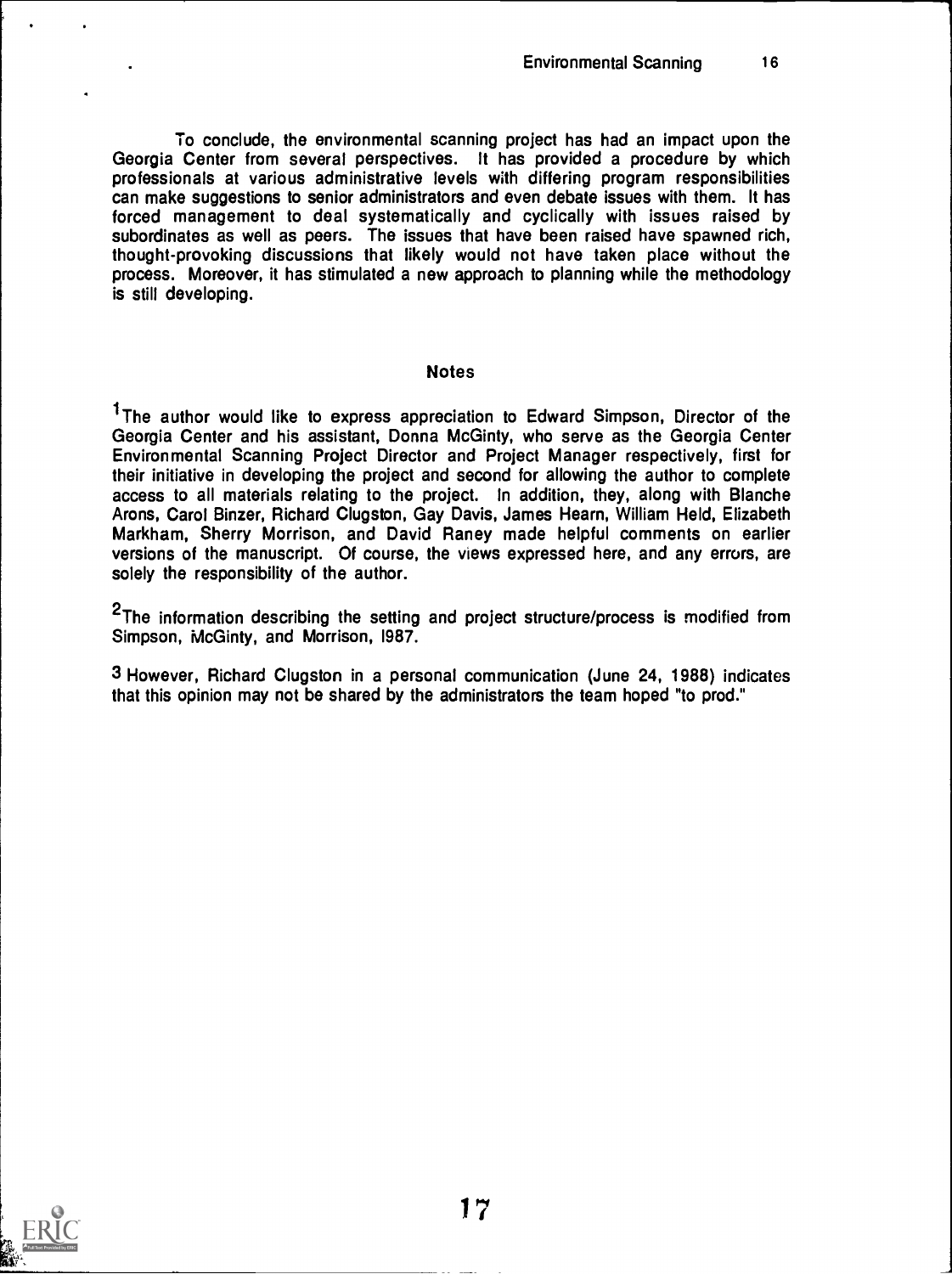To conclude, the environmental scanning project has had an impact upon the Georgia Center from several perspectives. It has provided a procedure by which professionals at various administrative levels with differing program responsibilities can make suggestions to senior administrators and even debate issues with them. It has forced management to deal systematically and cyclically with issues raised by subordinates as well as peers. The issues that have been raised have spawned rich, thought-provoking discussions that likely would not have taken place without the process. Moreover, it has stimulated a new approach to planning while the methodology is still developing.

## Notes

[1]The author would like to express appreciation to Edward Simpson, Director of the Georgia Center and his assistant, Donna McGinty, who serve as the Georgia Center Environmental Scanning Project Director and Project Manager respectively, first for their initiative in developing the project and second for allowing the author to complete access to all materials relating to the project. In addition, they, along with Blanche Arons, Carol Binzer, Richard Clugston, Gay Davis, James Hearn, William Held, Elizabeth Markham, Sherry Morrison, and David Raney made helpful comments on earlier versions of the manuscript. Of course, the views expressed here, and any errors, are solely the responsibility of the author.

[2]The information describing the setting and project structure/process is modified from Simpson, McGinty, and Morrison, 1987.

[3] However, Richard Clugston in a personal communication (June 24, 1988) indicates that this opinion may not be shared by the administrators the team hoped "to prod."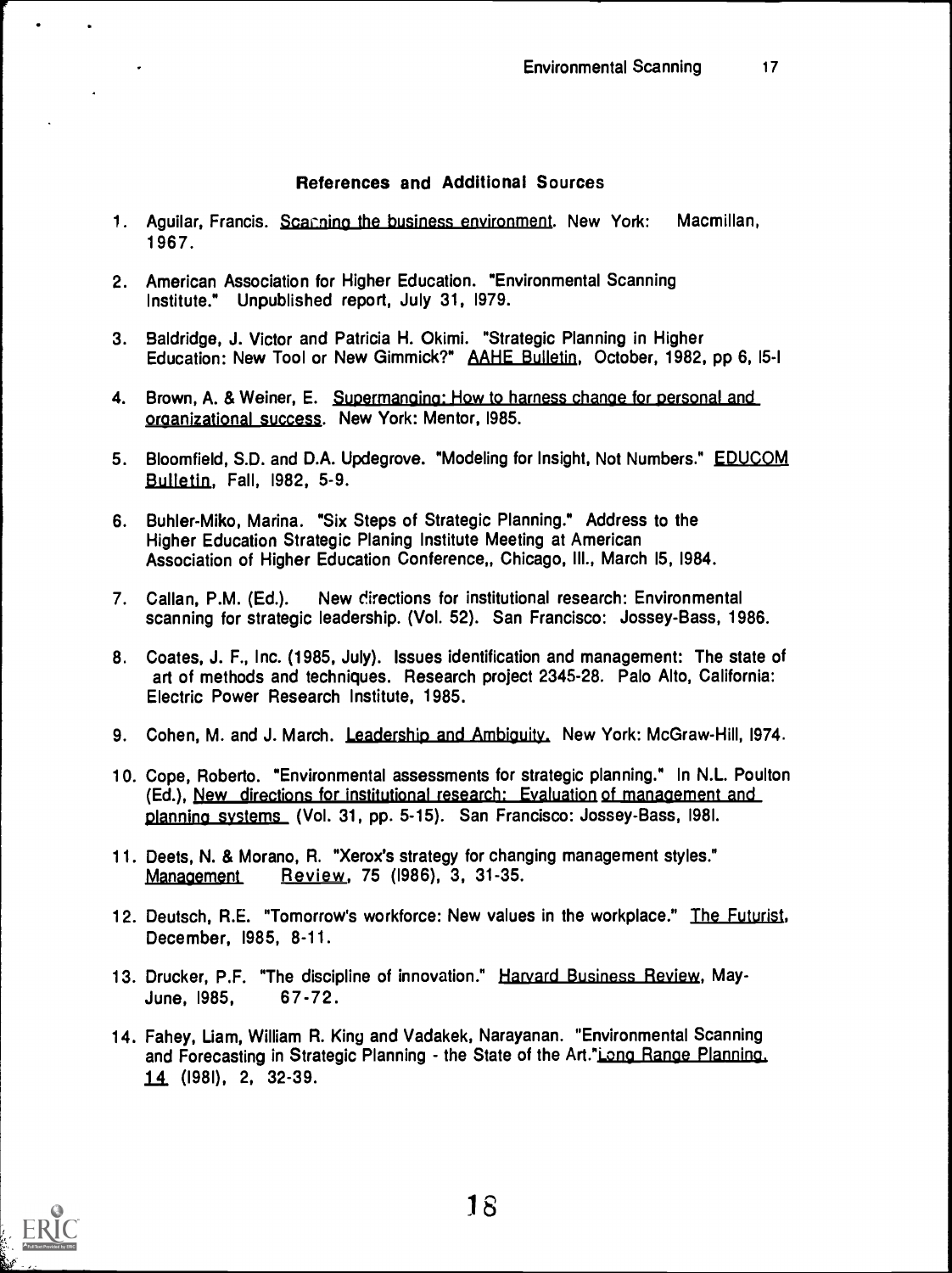## References and Additional Sources

1. Aguilar, Francis. Scanning the business environment. New York: Macmillan, 1967.

2. American Association for Higher Education. "Environmental Scanning Institute." Unpublished report, July 31, 1979.

3. Baldridge, J. Victor and Patricia H. Okimi. "Strategic Planning in Higher Education: New Tool or New Gimmick?" AAHE Bulletin, October, 1982, pp 6, 15-1

4. Brown, A. & Weiner, E. Supermanging: How to harness change for personal and organizational success. New York: Mentor, 1985.

5. Bloomfield, S.D. and D.A. Updegrove. "Modeling for Insight, Not Numbers." EDUCOM Bulletin, Fall, 1982, 5-9.

6. Buhler-Miko, Marina. "Six Steps of Strategic Planning." Address to the Higher Education Strategic Planing Institute Meeting at American Association of Higher Education Conference,, Chicago, Ill., March 15, 1984.

7. Callan, P.M. (Ed.). New directions for institutional research: Environmental scanning for strategic leadership. (Vol. 52). San Francisco: Jossey-Bass, 1986.

8. Coates, J. F., Inc. (1985, July). Issues identification and management: The state of art of methods and techniques. Research project 2345-28. Palo Alto, California: Electric Power Research Institute, 1985.

9. Cohen, M. and J. March. Leadership and Ambiguity. New York: McGraw-Hill, 1974.

10. Cope, Roberto. "Environmental assessments for strategic planning." In N.L. Poulton (Ed.), New directions for institutional research: Evaluation of management and planning systems (Vol. 31, pp. 5-15). San Francisco: Jossey-Bass, 1981.

11. Deets, N. & Morano, R. "Xerox's strategy for changing management styles." Management Review, 75 (1986), 3, 31-35.

12. Deutsch, R.E. "Tomorrow's workforce: New values in the workplace." The Futurist, December, 1985, 8-11.

13. Drucker, P.F. "The discipline of innovation." Harvard Business Review, May-June, 1985, 67-72.

14. Fahey, Liam, William R. King and Vadakek, Narayanan. "Environmental Scanning and Forecasting in Strategic Planning - the State of the Art."Long Range Planning, 14 (1981), 2, 32-39.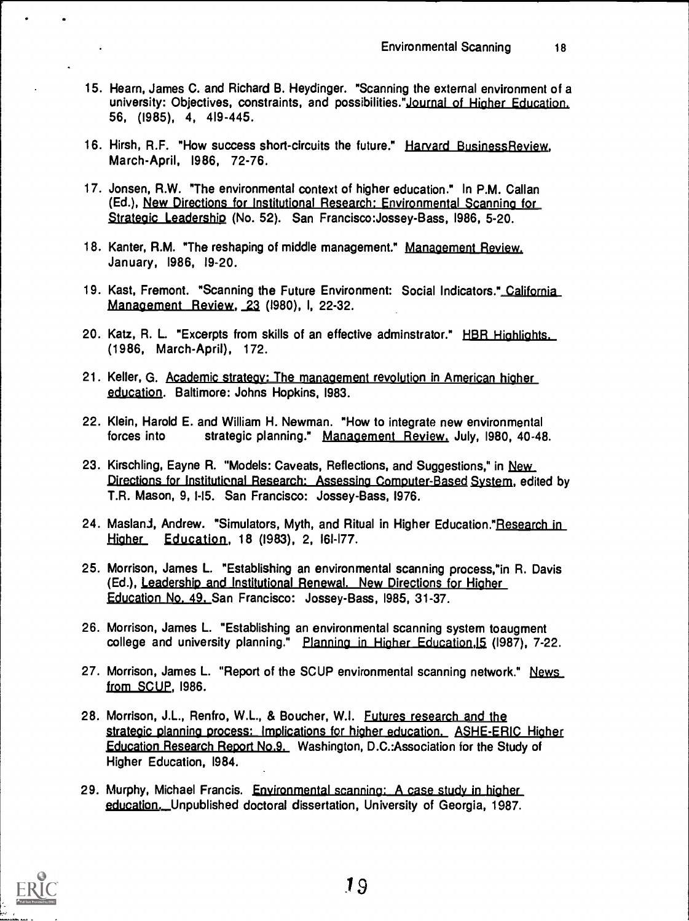15. Hearn, James C. and Richard B. Heydinger. "Scanning the external environment of a university: Objectives, constraints, and possibilities."Journal of Higher Education. 56, (1985), 4, 419-445.

16. Hirsh, R.F. "How success short-circuits the future." Harvard BusinessReview, March-April, 1986, 72-76.

17. Jonsen, R.W. "The environmental context of higher education." In P.M. Callan (Ed.), New Directions for Institutional Research: Environmental Scanning for Strategic Leadership (No. 52). San Francisco:Jossey-Bass, 1986, 5-20.

18. Kanter, R.M. "The reshaping of middle management." Management Review, January, 1986, 19-20.

19. Kast, Fremont. "Scanning the Future Environment: Social Indicators." California Management Review, 23 (1980), I, 22-32.

20. Katz, R. L. "Excerpts from skills of an effective adminstrator." HBR Highlights, (1986, March-April), 172.

21. Keller, G. Academic strategy: The management revolution in American higher education. Baltimore: Johns Hopkins, 1983.

22. Klein, Harold E. and William H. Newman. "How to integrate new environmental forces into strategic planning." Management Review, July, 1980, 40-48.

23. Kirschling, Eayne R. "Models: Caveats, Reflections, and Suggestions," in New Directions for Institutional Research: Assessing Computer-Based System, edited by T.R. Mason, 9, 1-15. San Francisco: Jossey-Bass, 1976.

24. Masland, Andrew. "Simulators, Myth, and Ritual in Higher Education."Research in Higher Education, 18 (1983), 2, 161-177.

25. Morrison, James L. "Establishing an environmental scanning process,"in R. Davis (Ed.), Leadership and Institutional Renewal. New Directions for Higher Education No. 49. San Francisco: Jossey-Bass, 1985, 31-37.

26. Morrison, James L. "Establishing an environmental scanning system toaugment college and university planning." Planning in Higher Education,15 (1987), 7-22.

27. Morrison, James L. "Report of the SCUP environmental scanning network." News from SCUP, 1986.

28. Morrison, J.L., Renfro, W.L., & Boucher, W.I. Futures research and the strategic planning process: Implications for higher education. ASHE-ERIC Higher Education Research Report No.9. Washington, D.C.:Association for the Study of Higher Education, 1984.

29. Murphy, Michael Francis. Environmental scanning: A case study in higher education. Unpublished doctoral dissertation, University of Georgia, 1987.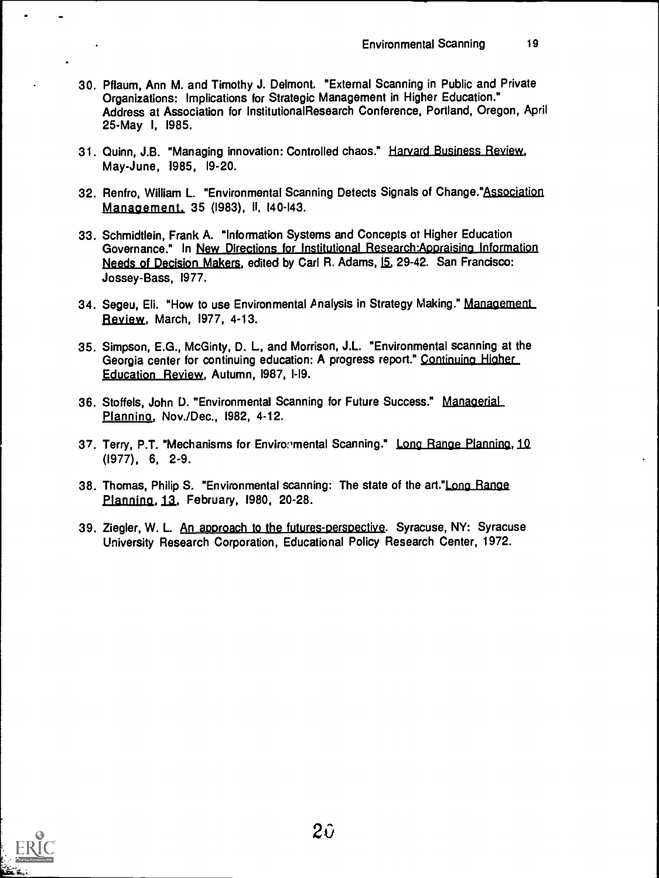30. Pflaum, Ann M. and Timothy J. Delmont. "External Scanning in Public and Private Organizations: Implications for Strategic Management in Higher Education." Address at Association for InstitutionalResearch Conference, Portland, Oregon, April 25-May I, 1985.

31. Quinn, J.B. "Managing innovation: Controlled chaos." Harvard Business Review, May-June, 1985, 19-20.

32. Renfro, William L. "Environmental Scanning Detects Signals of Change."Association Management, 35 (1983), II, 140-143.

33. Schmidtlein, Frank A. "Information Systems and Concepts of Higher Education Governance." In New Directions for Institutional Research:Appraising Information Needs of Decision Makers, edited by Carl R. Adams, 15, 29-42. San Francisco: Jossey-Bass, 1977.

34. Segeu, Eli. "How to use Environmental Analysis in Strategy Making." Management Review, March, 1977, 4-13.

35. Simpson, E.G., McGinty, D. L., and Morrison, J.L. "Environmental scanning at the Georgia center for continuing education: A progress report." Continuing Higher Education Review, Autumn, 1987, 1-19.

36. Stoffels, John D. "Environmental Scanning for Future Success." Managerial Planning, Nov./Dec., 1982, 4-12.

37. Terry, P.T. "Mechanisms for Environmental Scanning." Long Range Planning, 10 (1977), 6, 2-9.

38. Thomas, Philip S. "Environmental scanning: The state of the art."Long Range Planning, 13, February, 1980, 20-28.

39. Ziegler, W. L. An approach to the futures-perspective. Syracuse, NY: Syracuse University Research Corporation, Educational Policy Research Center, 1972.